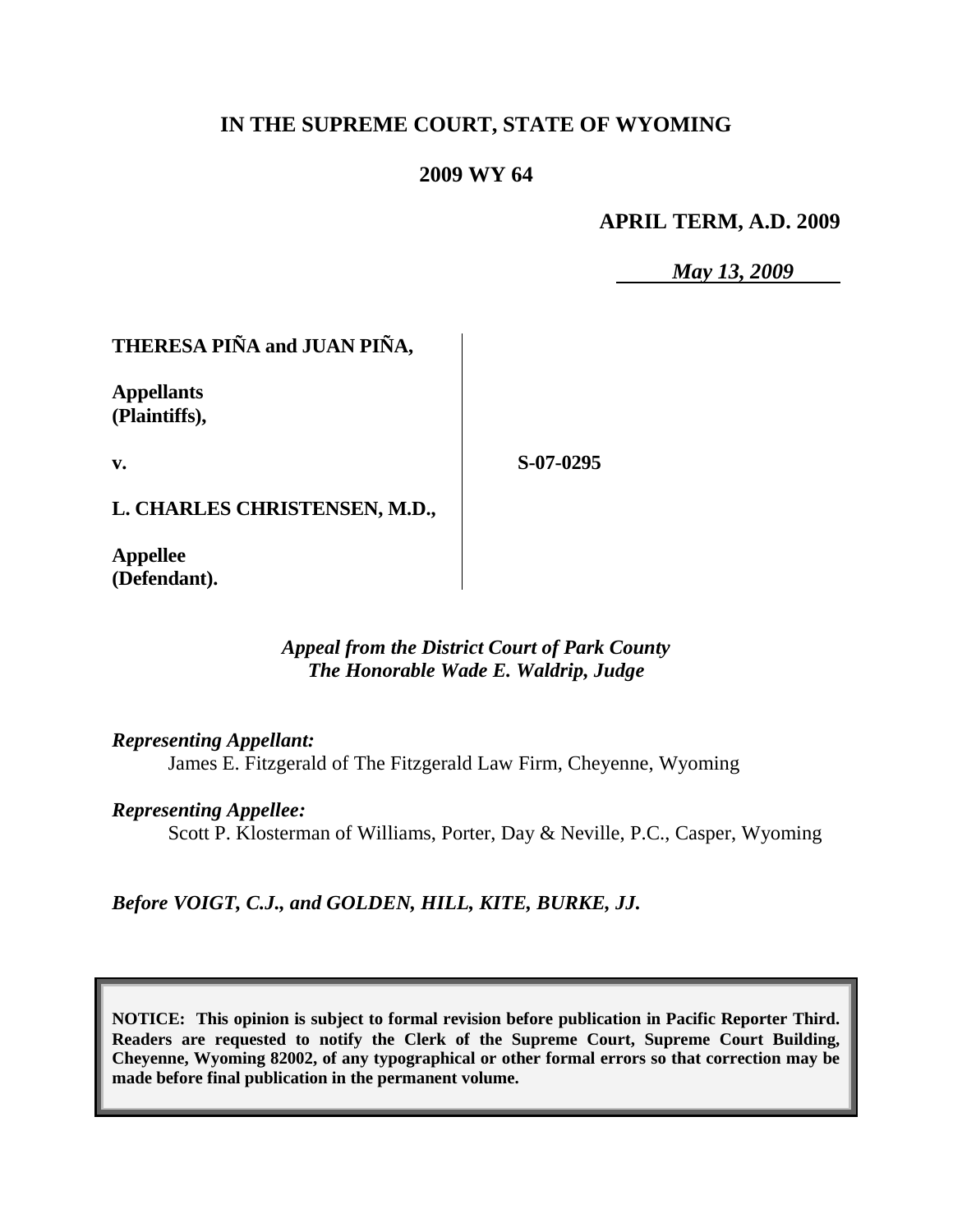**IN THE SUPREME COURT, STATE OF WYOMING**

**2009 WY 64**

**APRIL TERM, A.D. 2009**

*May 13, 2009*

| | |
|---|---|
| **THERESA PIÑA and JUAN PIÑA,**<br><br>**Appellants (Plaintiffs),**<br><br>**v.**<br><br>**L. CHARLES CHRISTENSEN, M.D.,**<br><br>**Appellee (Defendant).** | **S-07-0295** |

*Appeal from the District Court of Park County*
*The Honorable Wade E. Waldrip, Judge*

*Representing Appellant:*
James E. Fitzgerald of The Fitzgerald Law Firm, Cheyenne, Wyoming

*Representing Appellee:*
Scott P. Klosterman of Williams, Porter, Day & Neville, P.C., Casper, Wyoming

*Before VOIGT, C.J., and GOLDEN, HILL, KITE, BURKE, JJ.*

**NOTICE: This opinion is subject to formal revision before publication in Pacific Reporter Third. Readers are requested to notify the Clerk of the Supreme Court, Supreme Court Building, Cheyenne, Wyoming 82002, of any typographical or other formal errors so that correction may be made before final publication in the permanent volume.**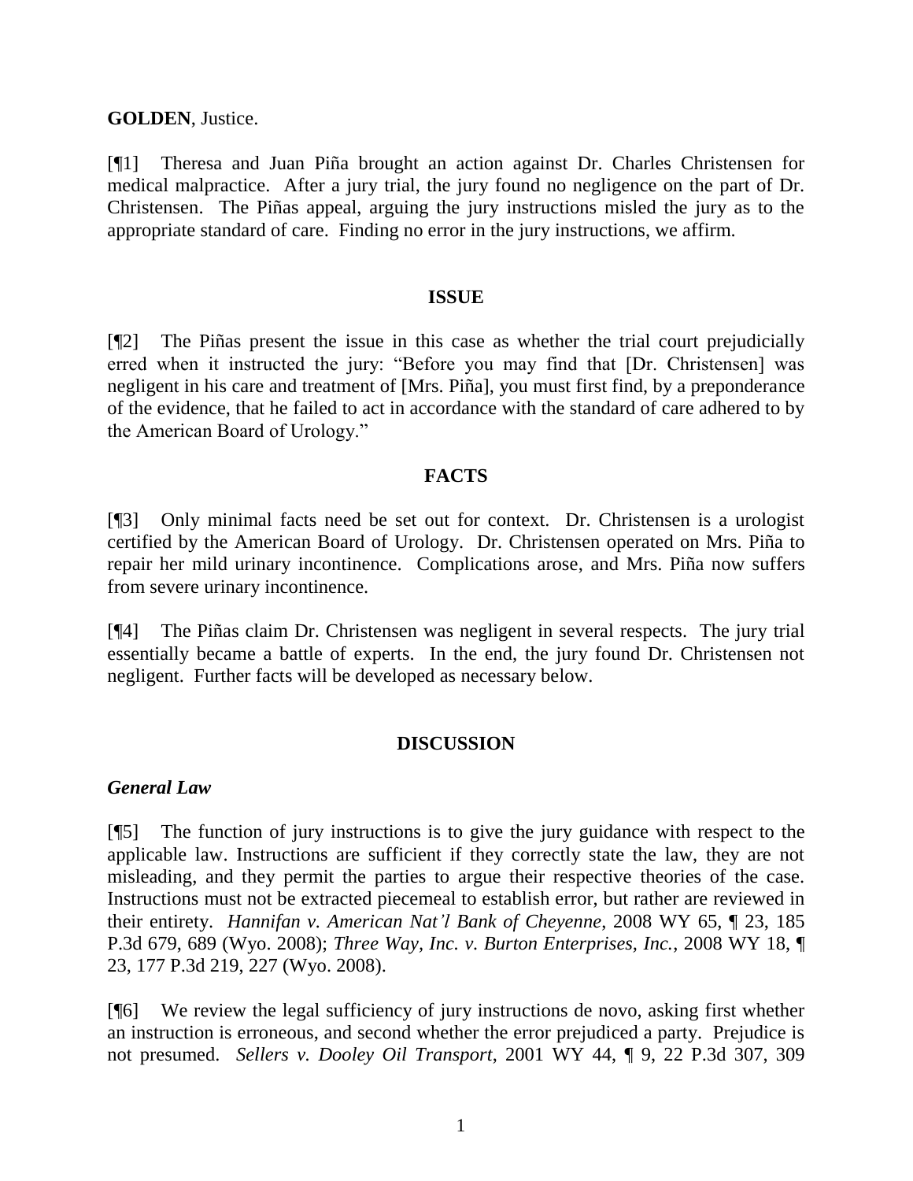**GOLDEN**, Justice.

[¶1] Theresa and Juan Piña brought an action against Dr. Charles Christensen for medical malpractice. After a jury trial, the jury found no negligence on the part of Dr. Christensen. The Piñas appeal, arguing the jury instructions misled the jury as to the appropriate standard of care. Finding no error in the jury instructions, we affirm.

## ISSUE

[¶2] The Piñas present the issue in this case as whether the trial court prejudicially erred when it instructed the jury: "Before you may find that [Dr. Christensen] was negligent in his care and treatment of [Mrs. Piña], you must first find, by a preponderance of the evidence, that he failed to act in accordance with the standard of care adhered to by the American Board of Urology."

## FACTS

[¶3] Only minimal facts need be set out for context. Dr. Christensen is a urologist certified by the American Board of Urology. Dr. Christensen operated on Mrs. Piña to repair her mild urinary incontinence. Complications arose, and Mrs. Piña now suffers from severe urinary incontinence.

[¶4] The Piñas claim Dr. Christensen was negligent in several respects. The jury trial essentially became a battle of experts. In the end, the jury found Dr. Christensen not negligent. Further facts will be developed as necessary below.

## DISCUSSION

### *General Law*

[¶5] The function of jury instructions is to give the jury guidance with respect to the applicable law. Instructions are sufficient if they correctly state the law, they are not misleading, and they permit the parties to argue their respective theories of the case. Instructions must not be extracted piecemeal to establish error, but rather are reviewed in their entirety. *Hannifan v. American Nat'l Bank of Cheyenne*, 2008 WY 65, ¶ 23, 185 P.3d 679, 689 (Wyo. 2008); *Three Way, Inc. v. Burton Enterprises, Inc.*, 2008 WY 18, ¶ 23, 177 P.3d 219, 227 (Wyo. 2008).

[¶6] We review the legal sufficiency of jury instructions de novo, asking first whether an instruction is erroneous, and second whether the error prejudiced a party. Prejudice is not presumed. *Sellers v. Dooley Oil Transport*, 2001 WY 44, ¶ 9, 22 P.3d 307, 309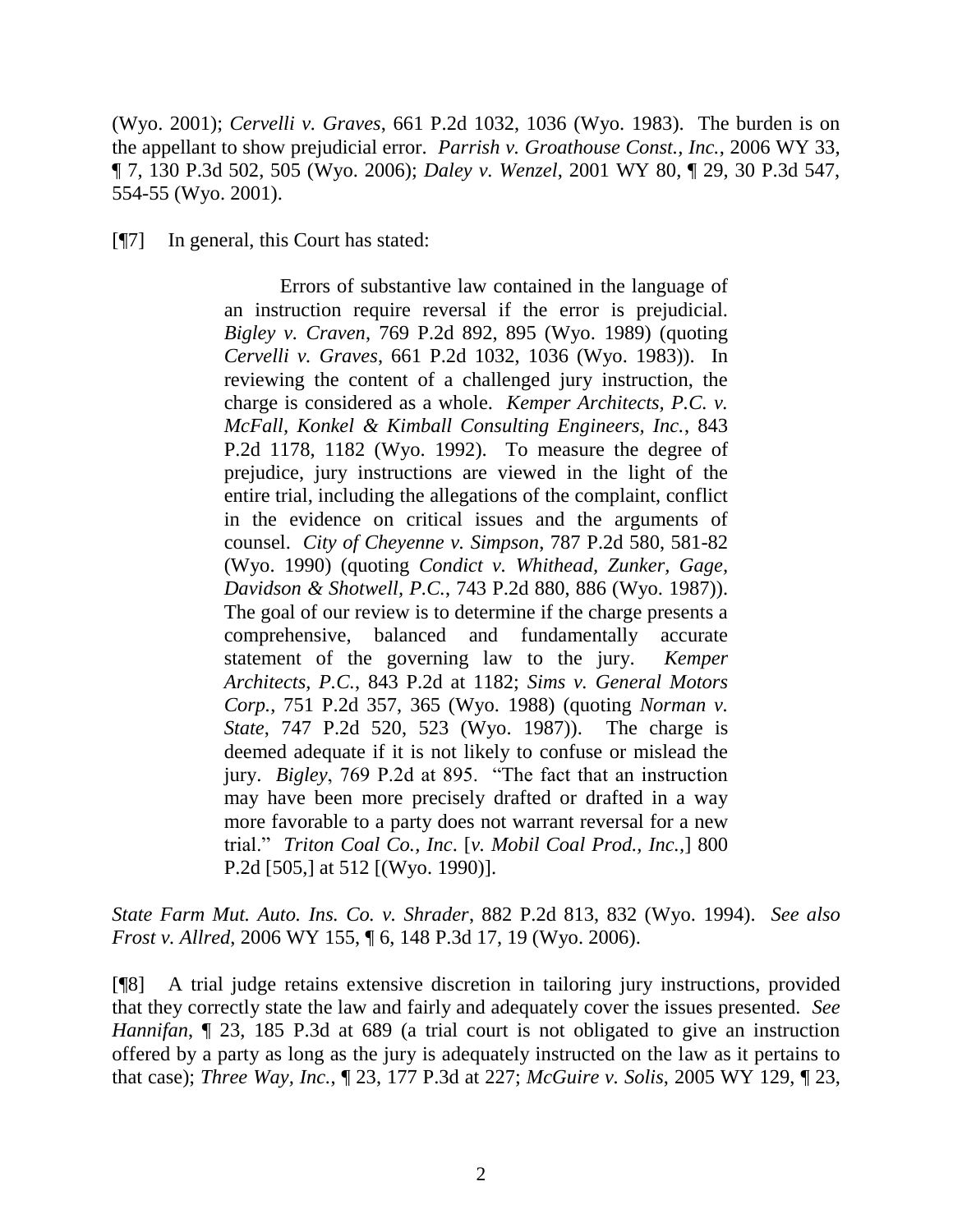(Wyo. 2001); *Cervelli v. Graves*, 661 P.2d 1032, 1036 (Wyo. 1983). The burden is on the appellant to show prejudicial error. *Parrish v. Groathouse Const., Inc.*, 2006 WY 33, ¶ 7, 130 P.3d 502, 505 (Wyo. 2006); *Daley v. Wenzel*, 2001 WY 80, ¶ 29, 30 P.3d 547, 554-55 (Wyo. 2001).

[¶7] In general, this Court has stated:

> Errors of substantive law contained in the language of an instruction require reversal if the error is prejudicial. *Bigley v. Craven*, 769 P.2d 892, 895 (Wyo. 1989) (quoting *Cervelli v. Graves*, 661 P.2d 1032, 1036 (Wyo. 1983)). In reviewing the content of a challenged jury instruction, the charge is considered as a whole. *Kemper Architects, P.C. v. McFall, Konkel & Kimball Consulting Engineers, Inc.*, 843 P.2d 1178, 1182 (Wyo. 1992). To measure the degree of prejudice, jury instructions are viewed in the light of the entire trial, including the allegations of the complaint, conflict in the evidence on critical issues and the arguments of counsel. *City of Cheyenne v. Simpson*, 787 P.2d 580, 581-82 (Wyo. 1990) (quoting *Condict v. Whithead, Zunker, Gage, Davidson & Shotwell, P.C.*, 743 P.2d 880, 886 (Wyo. 1987)). The goal of our review is to determine if the charge presents a comprehensive, balanced and fundamentally accurate statement of the governing law to the jury. *Kemper Architects, P.C.*, 843 P.2d at 1182; *Sims v. General Motors Corp.*, 751 P.2d 357, 365 (Wyo. 1988) (quoting *Norman v. State*, 747 P.2d 520, 523 (Wyo. 1987)). The charge is deemed adequate if it is not likely to confuse or mislead the jury. *Bigley*, 769 P.2d at 895. "The fact that an instruction may have been more precisely drafted or drafted in a way more favorable to a party does not warrant reversal for a new trial." *Triton Coal Co., Inc*. [*v. Mobil Coal Prod., Inc.*,] 800 P.2d [505,] at 512 [(Wyo. 1990)].

*State Farm Mut. Auto. Ins. Co. v. Shrader*, 882 P.2d 813, 832 (Wyo. 1994). *See also Frost v. Allred*, 2006 WY 155, ¶ 6, 148 P.3d 17, 19 (Wyo. 2006).

[¶8] A trial judge retains extensive discretion in tailoring jury instructions, provided that they correctly state the law and fairly and adequately cover the issues presented. *See Hannifan*, ¶ 23, 185 P.3d at 689 (a trial court is not obligated to give an instruction offered by a party as long as the jury is adequately instructed on the law as it pertains to that case); *Three Way, Inc.*, ¶ 23, 177 P.3d at 227; *McGuire v. Solis*, 2005 WY 129, ¶ 23,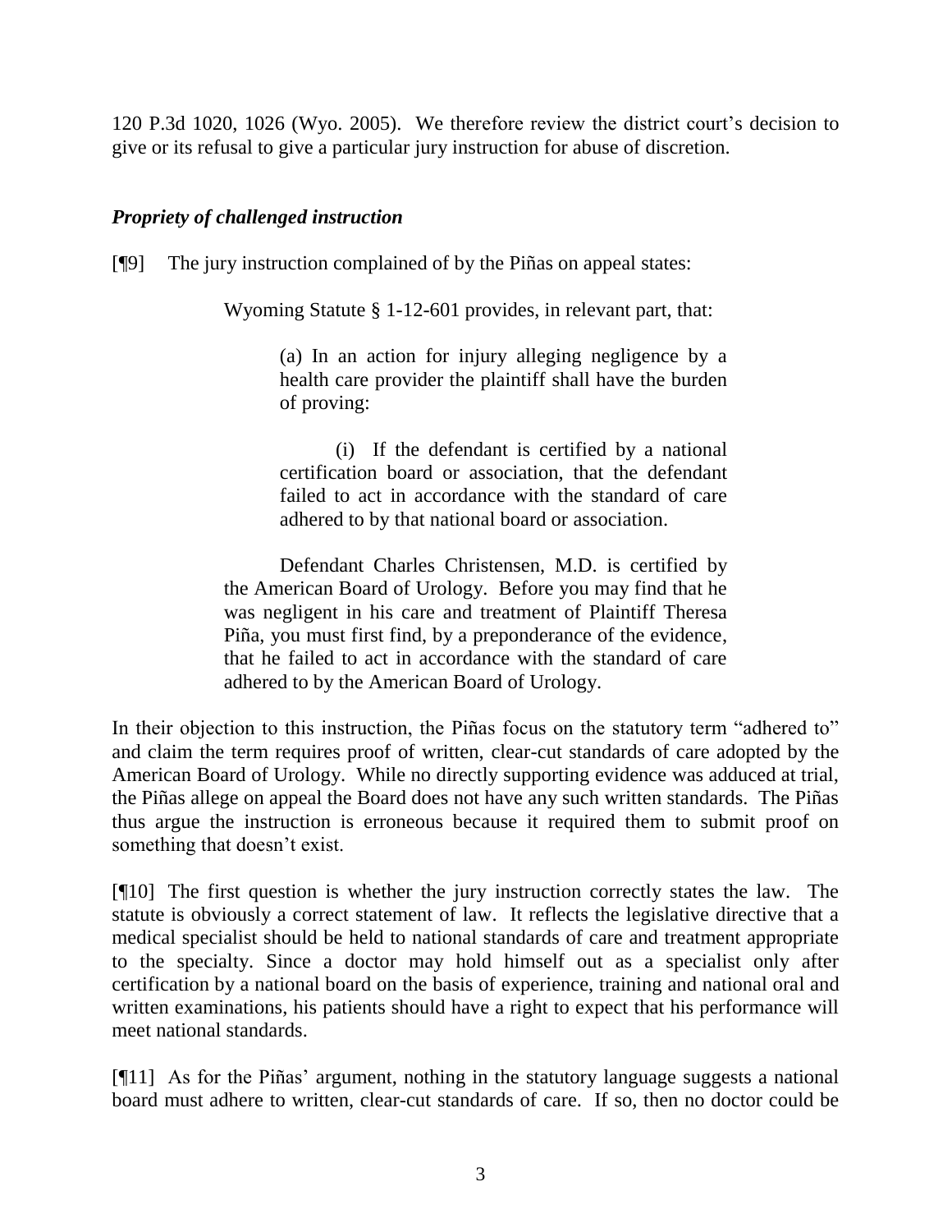120 P.3d 1020, 1026 (Wyo. 2005). We therefore review the district court's decision to give or its refusal to give a particular jury instruction for abuse of discretion.

### *Propriety of challenged instruction*

[¶9] The jury instruction complained of by the Piñas on appeal states:

> Wyoming Statute § 1-12-601 provides, in relevant part, that:
>
> > (a) In an action for injury alleging negligence by a health care provider the plaintiff shall have the burden of proving:
> >
> > (i) If the defendant is certified by a national certification board or association, that the defendant failed to act in accordance with the standard of care adhered to by that national board or association.
>
> Defendant Charles Christensen, M.D. is certified by the American Board of Urology. Before you may find that he was negligent in his care and treatment of Plaintiff Theresa Piña, you must first find, by a preponderance of the evidence, that he failed to act in accordance with the standard of care adhered to by the American Board of Urology.

In their objection to this instruction, the Piñas focus on the statutory term "adhered to" and claim the term requires proof of written, clear-cut standards of care adopted by the American Board of Urology. While no directly supporting evidence was adduced at trial, the Piñas allege on appeal the Board does not have any such written standards. The Piñas thus argue the instruction is erroneous because it required them to submit proof on something that doesn't exist.

[¶10] The first question is whether the jury instruction correctly states the law. The statute is obviously a correct statement of law. It reflects the legislative directive that a medical specialist should be held to national standards of care and treatment appropriate to the specialty. Since a doctor may hold himself out as a specialist only after certification by a national board on the basis of experience, training and national oral and written examinations, his patients should have a right to expect that his performance will meet national standards.

[¶11] As for the Piñas' argument, nothing in the statutory language suggests a national board must adhere to written, clear-cut standards of care. If so, then no doctor could be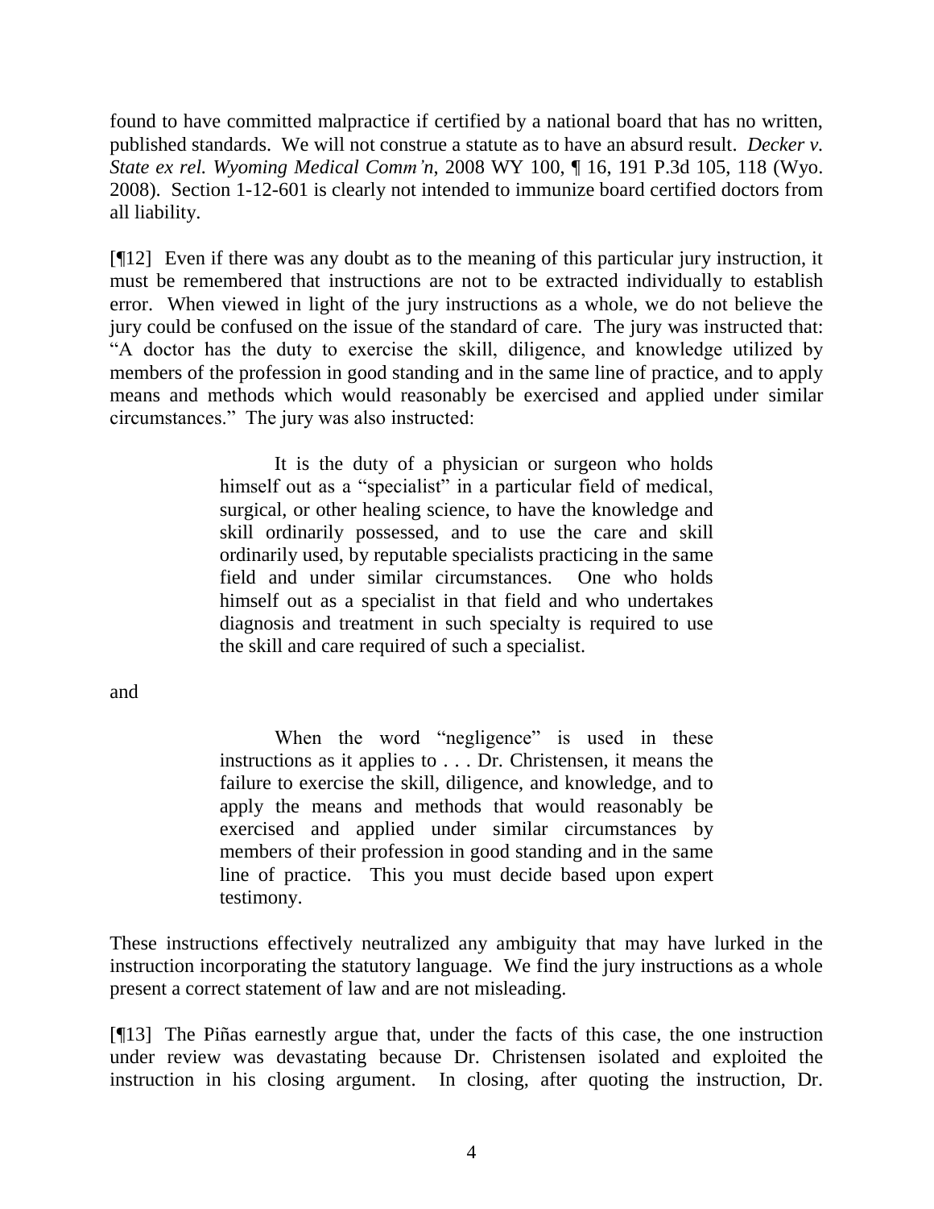found to have committed malpractice if certified by a national board that has no written, published standards. We will not construe a statute as to have an absurd result. *Decker v. State ex rel. Wyoming Medical Comm'n*, 2008 WY 100, ¶ 16, 191 P.3d 105, 118 (Wyo. 2008). Section 1-12-601 is clearly not intended to immunize board certified doctors from all liability.

[¶12] Even if there was any doubt as to the meaning of this particular jury instruction, it must be remembered that instructions are not to be extracted individually to establish error. When viewed in light of the jury instructions as a whole, we do not believe the jury could be confused on the issue of the standard of care. The jury was instructed that: "A doctor has the duty to exercise the skill, diligence, and knowledge utilized by members of the profession in good standing and in the same line of practice, and to apply means and methods which would reasonably be exercised and applied under similar circumstances." The jury was also instructed:

> It is the duty of a physician or surgeon who holds himself out as a "specialist" in a particular field of medical, surgical, or other healing science, to have the knowledge and skill ordinarily possessed, and to use the care and skill ordinarily used, by reputable specialists practicing in the same field and under similar circumstances. One who holds himself out as a specialist in that field and who undertakes diagnosis and treatment in such specialty is required to use the skill and care required of such a specialist.

and

> When the word "negligence" is used in these instructions as it applies to . . . Dr. Christensen, it means the failure to exercise the skill, diligence, and knowledge, and to apply the means and methods that would reasonably be exercised and applied under similar circumstances by members of their profession in good standing and in the same line of practice. This you must decide based upon expert testimony.

These instructions effectively neutralized any ambiguity that may have lurked in the instruction incorporating the statutory language. We find the jury instructions as a whole present a correct statement of law and are not misleading.

[¶13] The Piñas earnestly argue that, under the facts of this case, the one instruction under review was devastating because Dr. Christensen isolated and exploited the instruction in his closing argument. In closing, after quoting the instruction, Dr.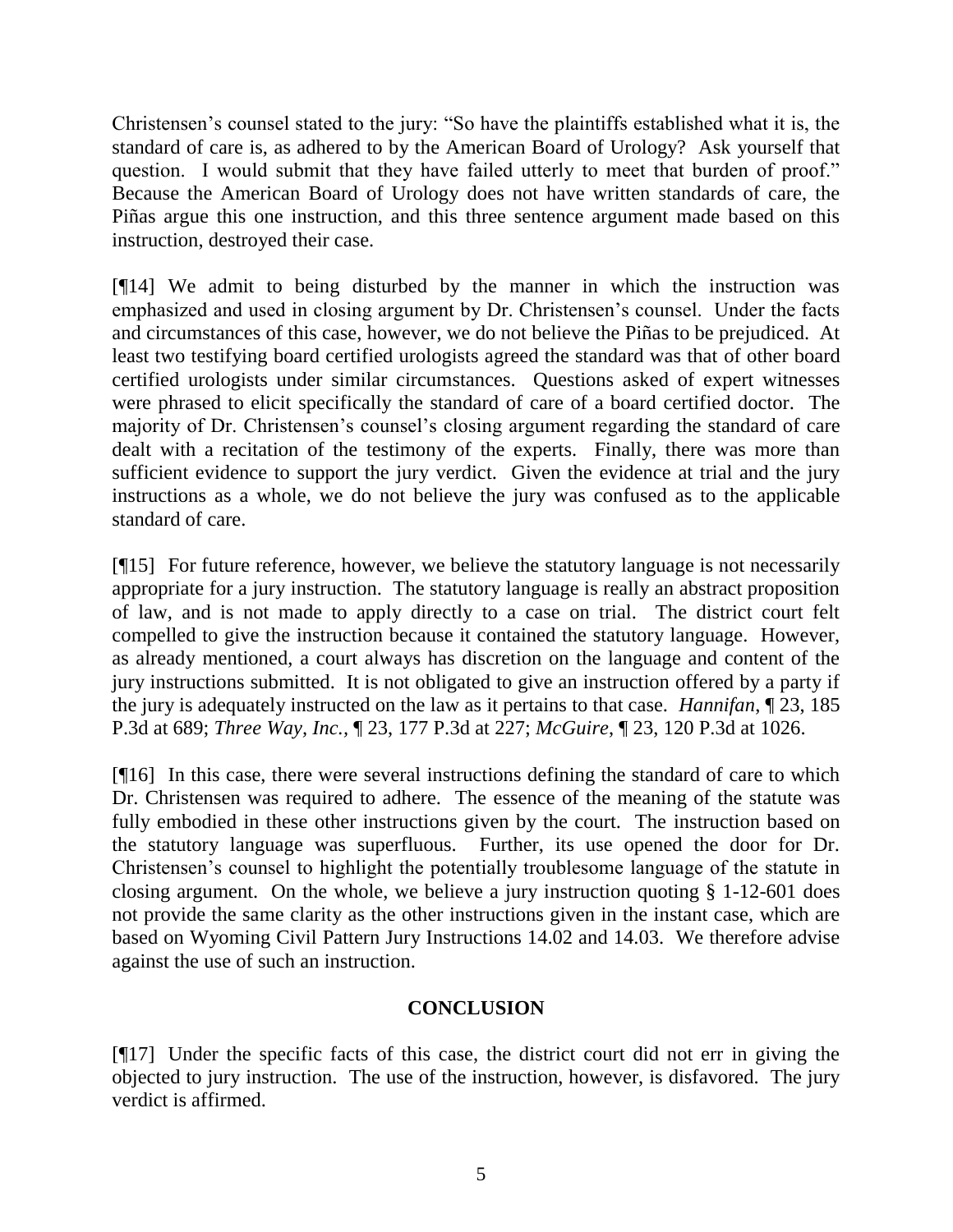Christensen's counsel stated to the jury: "So have the plaintiffs established what it is, the standard of care is, as adhered to by the American Board of Urology? Ask yourself that question. I would submit that they have failed utterly to meet that burden of proof." Because the American Board of Urology does not have written standards of care, the Piñas argue this one instruction, and this three sentence argument made based on this instruction, destroyed their case.

[¶14] We admit to being disturbed by the manner in which the instruction was emphasized and used in closing argument by Dr. Christensen's counsel. Under the facts and circumstances of this case, however, we do not believe the Piñas to be prejudiced. At least two testifying board certified urologists agreed the standard was that of other board certified urologists under similar circumstances. Questions asked of expert witnesses were phrased to elicit specifically the standard of care of a board certified doctor. The majority of Dr. Christensen's counsel's closing argument regarding the standard of care dealt with a recitation of the testimony of the experts. Finally, there was more than sufficient evidence to support the jury verdict. Given the evidence at trial and the jury instructions as a whole, we do not believe the jury was confused as to the applicable standard of care.

[¶15] For future reference, however, we believe the statutory language is not necessarily appropriate for a jury instruction. The statutory language is really an abstract proposition of law, and is not made to apply directly to a case on trial. The district court felt compelled to give the instruction because it contained the statutory language. However, as already mentioned, a court always has discretion on the language and content of the jury instructions submitted. It is not obligated to give an instruction offered by a party if the jury is adequately instructed on the law as it pertains to that case. *Hannifan*, ¶ 23, 185 P.3d at 689; *Three Way, Inc.*, ¶ 23, 177 P.3d at 227; *McGuire*, ¶ 23, 120 P.3d at 1026.

[¶16] In this case, there were several instructions defining the standard of care to which Dr. Christensen was required to adhere. The essence of the meaning of the statute was fully embodied in these other instructions given by the court. The instruction based on the statutory language was superfluous. Further, its use opened the door for Dr. Christensen's counsel to highlight the potentially troublesome language of the statute in closing argument. On the whole, we believe a jury instruction quoting § 1-12-601 does not provide the same clarity as the other instructions given in the instant case, which are based on Wyoming Civil Pattern Jury Instructions 14.02 and 14.03. We therefore advise against the use of such an instruction.

## CONCLUSION

[¶17] Under the specific facts of this case, the district court did not err in giving the objected to jury instruction. The use of the instruction, however, is disfavored. The jury verdict is affirmed.